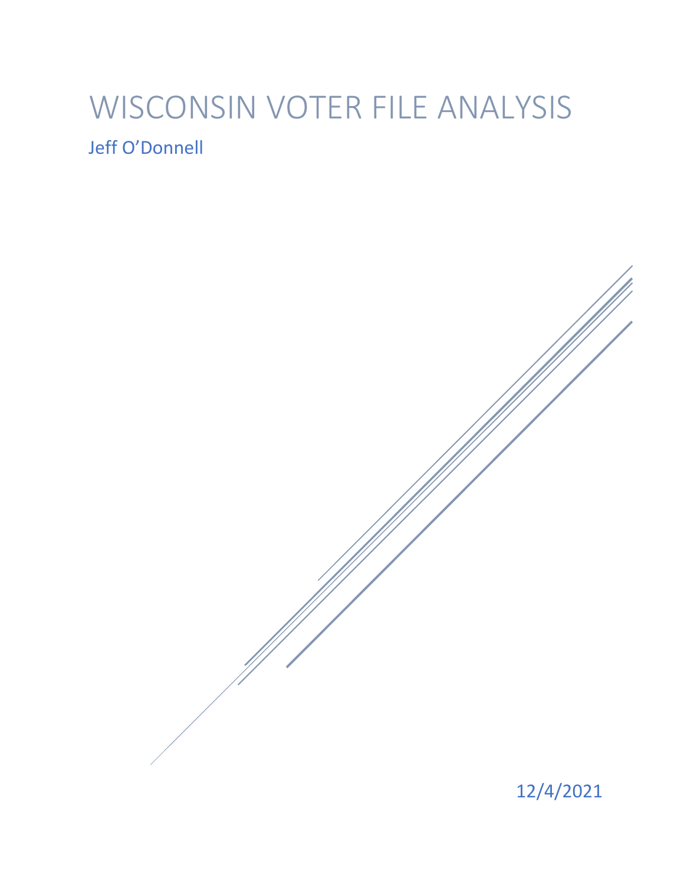# WISCONSIN VOTER FILE ANALYSIS

Jeff O'Donnell

12/4/2021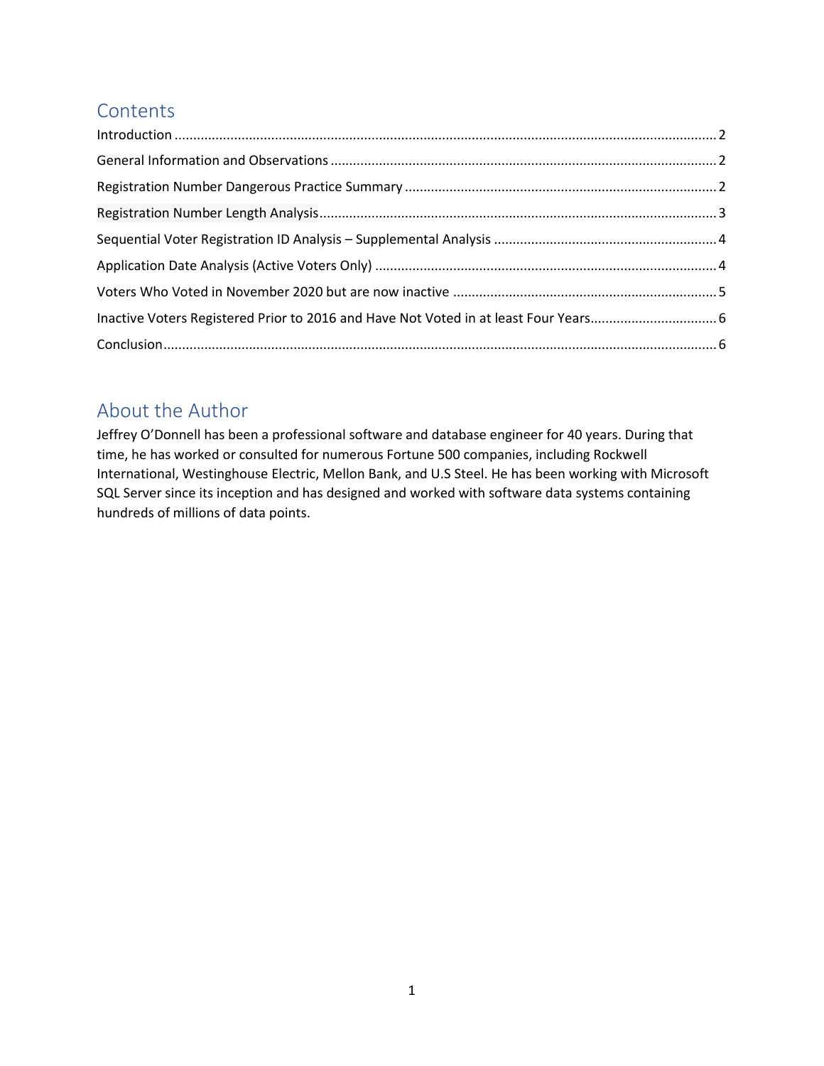## Contents

Introduction ........ 2

General Information and Observations ........ 2

Registration Number Dangerous Practice Summary ........ 2

Registration Number Length Analysis ........ 3

Sequential Voter Registration ID Analysis – Supplemental Analysis ........ 4

Application Date Analysis (Active Voters Only) ........ 4

Voters Who Voted in November 2020 but are now inactive ........ 5

Inactive Voters Registered Prior to 2016 and Have Not Voted in at least Four Years ........ 6

Conclusion ........ 6

## About the Author

Jeffrey O'Donnell has been a professional software and database engineer for 40 years. During that time, he has worked or consulted for numerous Fortune 500 companies, including Rockwell International, Westinghouse Electric, Mellon Bank, and U.S Steel. He has been working with Microsoft SQL Server since its inception and has designed and worked with software data systems containing hundreds of millions of data points.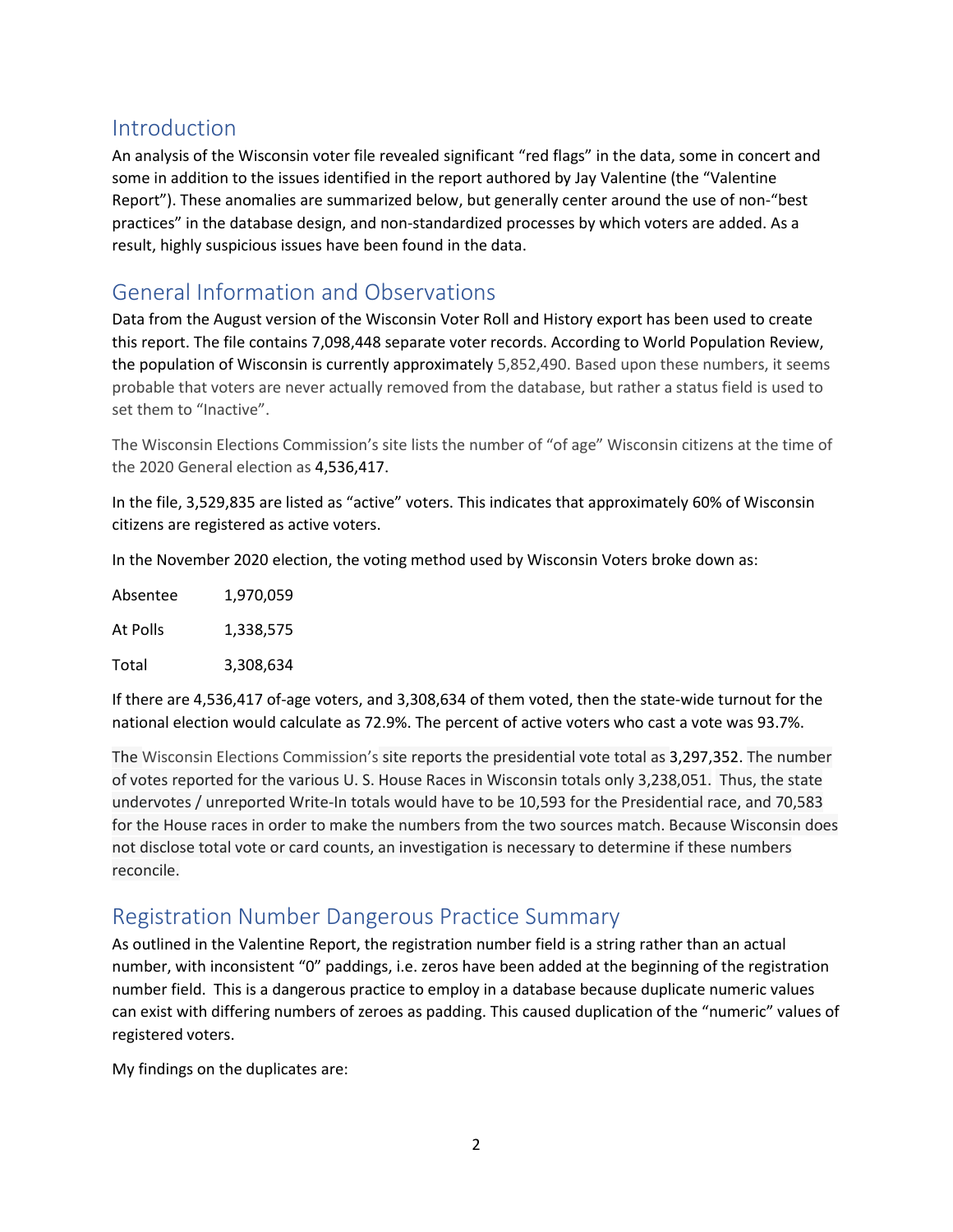## Introduction

An analysis of the Wisconsin voter file revealed significant "red flags" in the data, some in concert and some in addition to the issues identified in the report authored by Jay Valentine (the "Valentine Report"). These anomalies are summarized below, but generally center around the use of non-"best practices" in the database design, and non-standardized processes by which voters are added. As a result, highly suspicious issues have been found in the data.

## General Information and Observations

Data from the August version of the Wisconsin Voter Roll and History export has been used to create this report. The file contains 7,098,448 separate voter records. According to World Population Review, the population of Wisconsin is currently approximately 5,852,490. Based upon these numbers, it seems probable that voters are never actually removed from the database, but rather a status field is used to set them to "Inactive".

The Wisconsin Elections Commission's site lists the number of "of age" Wisconsin citizens at the time of the 2020 General election as 4,536,417.

In the file, 3,529,835 are listed as "active" voters. This indicates that approximately 60% of Wisconsin citizens are registered as active voters.

In the November 2020 election, the voting method used by Wisconsin Voters broke down as:

| | |
|---|---|
| Absentee | 1,970,059 |
| At Polls | 1,338,575 |
| Total | 3,308,634 |

If there are 4,536,417 of-age voters, and 3,308,634 of them voted, then the state-wide turnout for the national election would calculate as 72.9%. The percent of active voters who cast a vote was 93.7%.

The Wisconsin Elections Commission's site reports the presidential vote total as 3,297,352. The number of votes reported for the various U. S. House Races in Wisconsin totals only 3,238,051. Thus, the state undervotes / unreported Write-In totals would have to be 10,593 for the Presidential race, and 70,583 for the House races in order to make the numbers from the two sources match. Because Wisconsin does not disclose total vote or card counts, an investigation is necessary to determine if these numbers reconcile.

## Registration Number Dangerous Practice Summary

As outlined in the Valentine Report, the registration number field is a string rather than an actual number, with inconsistent "0" paddings, i.e. zeros have been added at the beginning of the registration number field. This is a dangerous practice to employ in a database because duplicate numeric values can exist with differing numbers of zeroes as padding. This caused duplication of the "numeric" values of registered voters.

My findings on the duplicates are: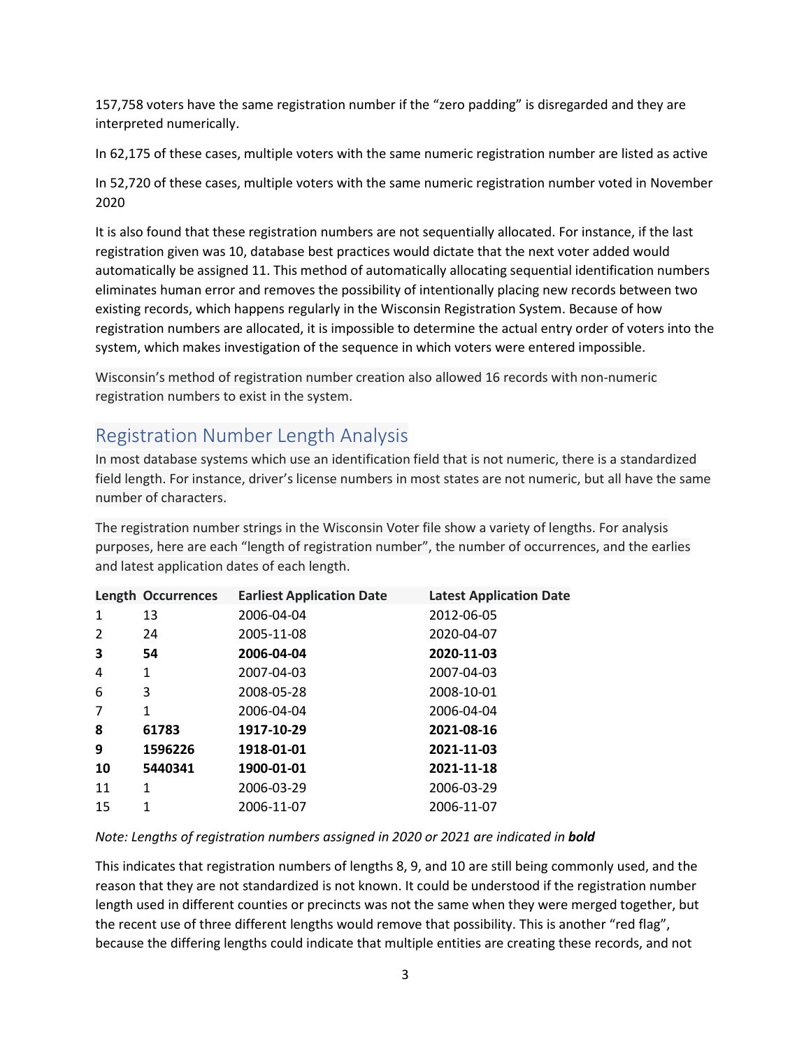157,758 voters have the same registration number if the “zero padding” is disregarded and they are interpreted numerically.

In 62,175 of these cases, multiple voters with the same numeric registration number are listed as active

In 52,720 of these cases, multiple voters with the same numeric registration number voted in November 2020

It is also found that these registration numbers are not sequentially allocated. For instance, if the last registration given was 10, database best practices would dictate that the next voter added would automatically be assigned 11. This method of automatically allocating sequential identification numbers eliminates human error and removes the possibility of intentionally placing new records between two existing records, which happens regularly in the Wisconsin Registration System. Because of how registration numbers are allocated, it is impossible to determine the actual entry order of voters into the system, which makes investigation of the sequence in which voters were entered impossible.

Wisconsin’s method of registration number creation also allowed 16 records with non-numeric registration numbers to exist in the system.

## Registration Number Length Analysis

In most database systems which use an identification field that is not numeric, there is a standardized field length. For instance, driver’s license numbers in most states are not numeric, but all have the same number of characters.

The registration number strings in the Wisconsin Voter file show a variety of lengths. For analysis purposes, here are each “length of registration number”, the number of occurrences, and the earlies and latest application dates of each length.

| Length | Occurrences | Earliest Application Date | Latest Application Date |
|---|---|---|---|
| 1 | 13 | 2006-04-04 | 2012-06-05 |
| 2 | 24 | 2005-11-08 | 2020-04-07 |
| **3** | **54** | **2006-04-04** | **2020-11-03** |
| 4 | 1 | 2007-04-03 | 2007-04-03 |
| 6 | 3 | 2008-05-28 | 2008-10-01 |
| 7 | 1 | 2006-04-04 | 2006-04-04 |
| **8** | **61783** | **1917-10-29** | **2021-08-16** |
| **9** | **1596226** | **1918-01-01** | **2021-11-03** |
| **10** | **5440341** | **1900-01-01** | **2021-11-18** |
| 11 | 1 | 2006-03-29 | 2006-03-29 |
| 15 | 1 | 2006-11-07 | 2006-11-07 |

*Note: Lengths of registration numbers assigned in 2020 or 2021 are indicated in **bold***

This indicates that registration numbers of lengths 8, 9, and 10 are still being commonly used, and the reason that they are not standardized is not known. It could be understood if the registration number length used in different counties or precincts was not the same when they were merged together, but the recent use of three different lengths would remove that possibility. This is another “red flag”, because the differing lengths could indicate that multiple entities are creating these records, and not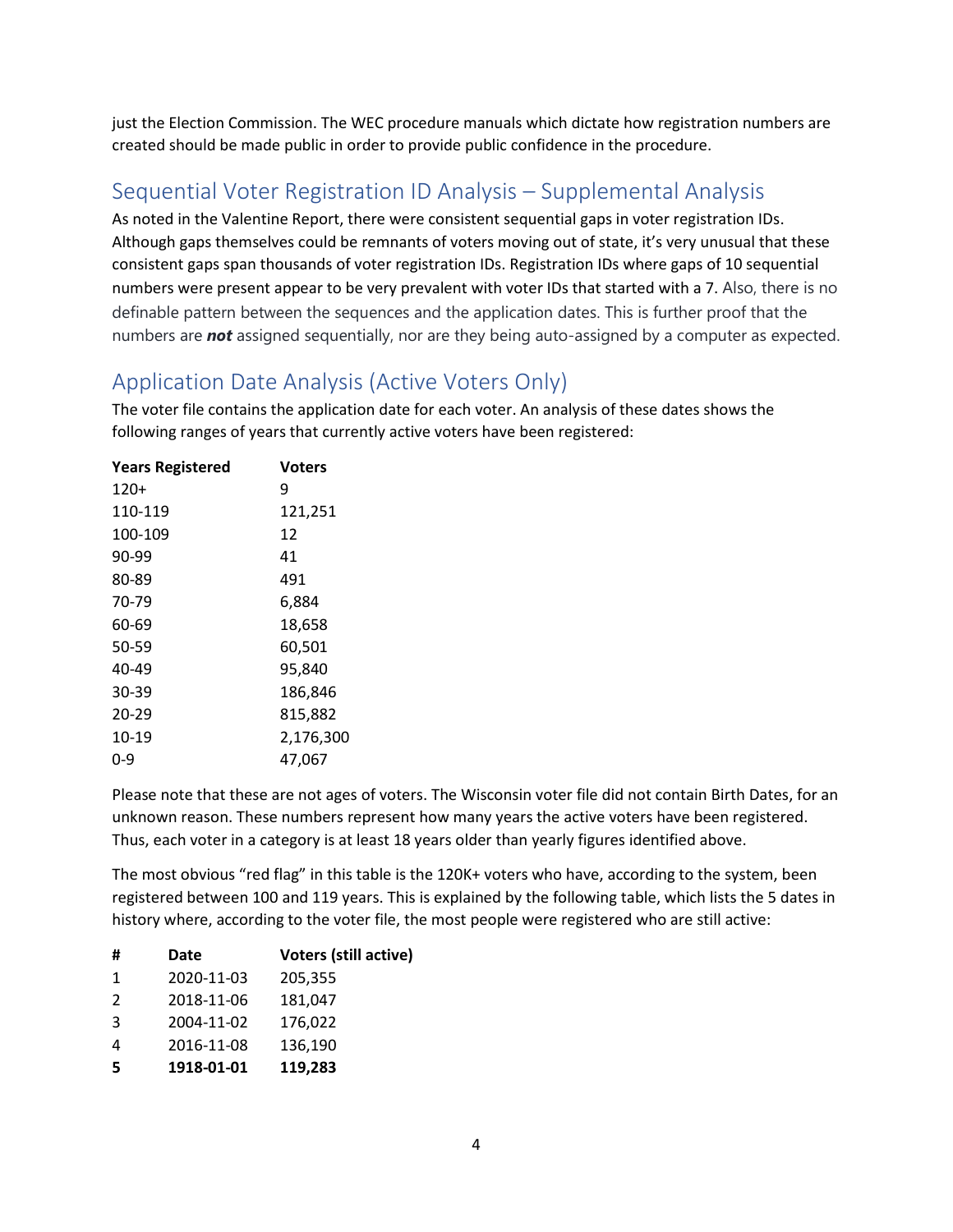just the Election Commission. The WEC procedure manuals which dictate how registration numbers are created should be made public in order to provide public confidence in the procedure.

## Sequential Voter Registration ID Analysis – Supplemental Analysis

As noted in the Valentine Report, there were consistent sequential gaps in voter registration IDs. Although gaps themselves could be remnants of voters moving out of state, it's very unusual that these consistent gaps span thousands of voter registration IDs. Registration IDs where gaps of 10 sequential numbers were present appear to be very prevalent with voter IDs that started with a 7. Also, there is no definable pattern between the sequences and the application dates. This is further proof that the numbers are ***not*** assigned sequentially, nor are they being auto-assigned by a computer as expected.

## Application Date Analysis (Active Voters Only)

The voter file contains the application date for each voter. An analysis of these dates shows the following ranges of years that currently active voters have been registered:

| Years Registered | Voters |
|---|---|
| 120+ | 9 |
| 110-119 | 121,251 |
| 100-109 | 12 |
| 90-99 | 41 |
| 80-89 | 491 |
| 70-79 | 6,884 |
| 60-69 | 18,658 |
| 50-59 | 60,501 |
| 40-49 | 95,840 |
| 30-39 | 186,846 |
| 20-29 | 815,882 |
| 10-19 | 2,176,300 |
| 0-9 | 47,067 |

Please note that these are not ages of voters. The Wisconsin voter file did not contain Birth Dates, for an unknown reason. These numbers represent how many years the active voters have been registered. Thus, each voter in a category is at least 18 years older than yearly figures identified above.

The most obvious "red flag" in this table is the 120K+ voters who have, according to the system, been registered between 100 and 119 years. This is explained by the following table, which lists the 5 dates in history where, according to the voter file, the most people were registered who are still active:

| # | Date | Voters (still active) |
|---|---|---|
| 1 | 2020-11-03 | 205,355 |
| 2 | 2018-11-06 | 181,047 |
| 3 | 2004-11-02 | 176,022 |
| 4 | 2016-11-08 | 136,190 |
| **5** | **1918-01-01** | **119,283** |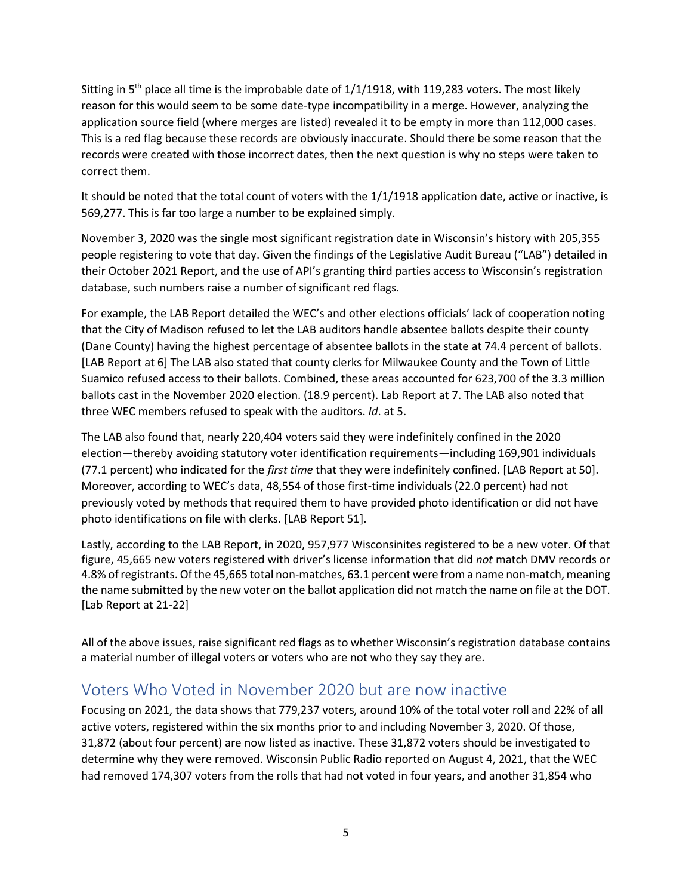Sitting in 5th place all time is the improbable date of 1/1/1918, with 119,283 voters. The most likely reason for this would seem to be some date-type incompatibility in a merge. However, analyzing the application source field (where merges are listed) revealed it to be empty in more than 112,000 cases. This is a red flag because these records are obviously inaccurate. Should there be some reason that the records were created with those incorrect dates, then the next question is why no steps were taken to correct them.

It should be noted that the total count of voters with the 1/1/1918 application date, active or inactive, is 569,277. This is far too large a number to be explained simply.

November 3, 2020 was the single most significant registration date in Wisconsin's history with 205,355 people registering to vote that day. Given the findings of the Legislative Audit Bureau ("LAB") detailed in their October 2021 Report, and the use of API's granting third parties access to Wisconsin's registration database, such numbers raise a number of significant red flags.

For example, the LAB Report detailed the WEC's and other elections officials' lack of cooperation noting that the City of Madison refused to let the LAB auditors handle absentee ballots despite their county (Dane County) having the highest percentage of absentee ballots in the state at 74.4 percent of ballots. [LAB Report at 6] The LAB also stated that county clerks for Milwaukee County and the Town of Little Suamico refused access to their ballots. Combined, these areas accounted for 623,700 of the 3.3 million ballots cast in the November 2020 election. (18.9 percent). Lab Report at 7. The LAB also noted that three WEC members refused to speak with the auditors. *Id*. at 5.

The LAB also found that, nearly 220,404 voters said they were indefinitely confined in the 2020 election—thereby avoiding statutory voter identification requirements—including 169,901 individuals (77.1 percent) who indicated for the *first time* that they were indefinitely confined. [LAB Report at 50]. Moreover, according to WEC's data, 48,554 of those first-time individuals (22.0 percent) had not previously voted by methods that required them to have provided photo identification or did not have photo identifications on file with clerks. [LAB Report 51].

Lastly, according to the LAB Report, in 2020, 957,977 Wisconsinites registered to be a new voter. Of that figure, 45,665 new voters registered with driver's license information that did *not* match DMV records or 4.8% of registrants. Of the 45,665 total non-matches, 63.1 percent were from a name non-match, meaning the name submitted by the new voter on the ballot application did not match the name on file at the DOT. [Lab Report at 21-22]

All of the above issues, raise significant red flags as to whether Wisconsin's registration database contains a material number of illegal voters or voters who are not who they say they are.

## Voters Who Voted in November 2020 but are now inactive

Focusing on 2021, the data shows that 779,237 voters, around 10% of the total voter roll and 22% of all active voters, registered within the six months prior to and including November 3, 2020. Of those, 31,872 (about four percent) are now listed as inactive. These 31,872 voters should be investigated to determine why they were removed. Wisconsin Public Radio reported on August 4, 2021, that the WEC had removed 174,307 voters from the rolls that had not voted in four years, and another 31,854 who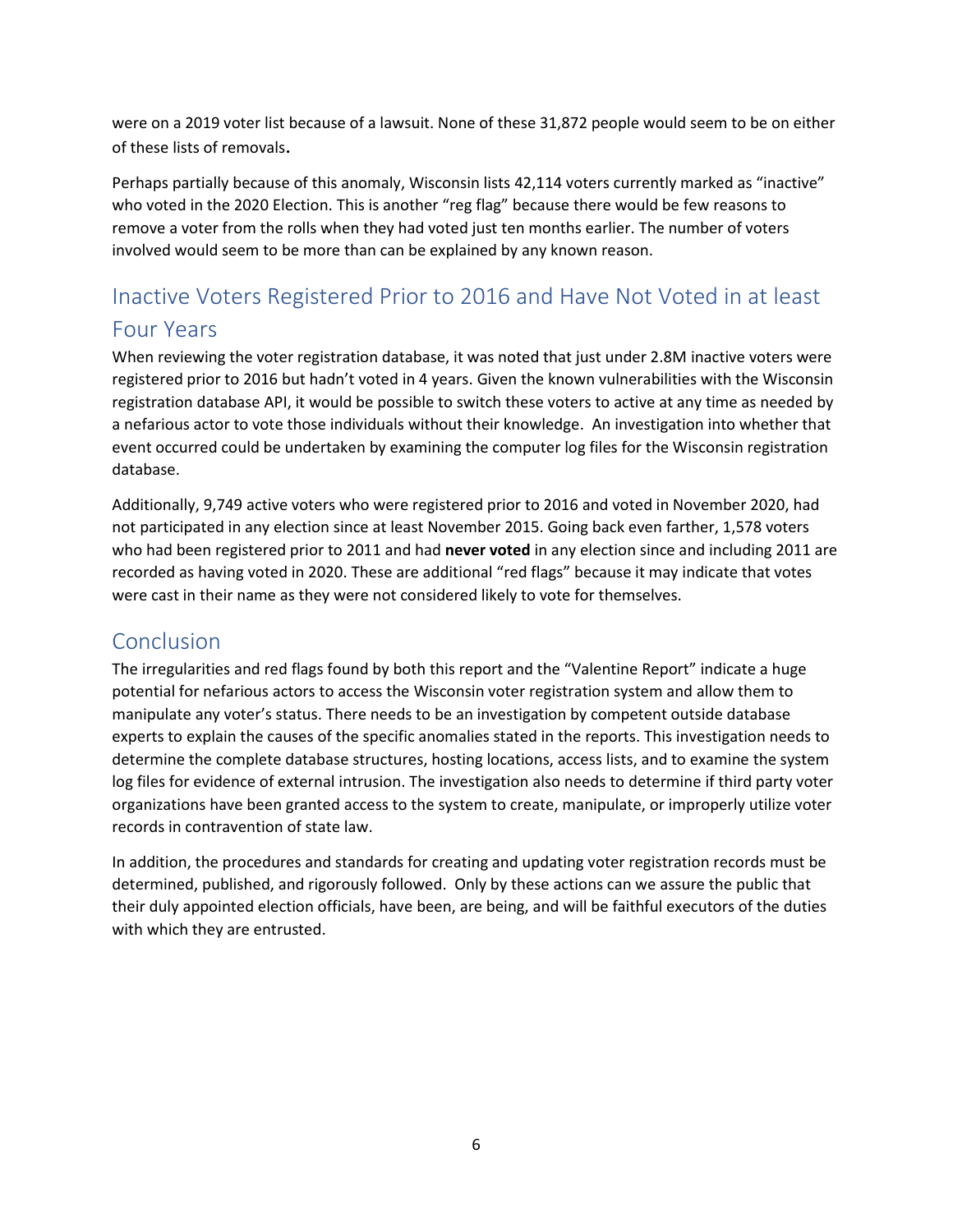were on a 2019 voter list because of a lawsuit. None of these 31,872 people would seem to be on either of these lists of removals**.**

Perhaps partially because of this anomaly, Wisconsin lists 42,114 voters currently marked as "inactive" who voted in the 2020 Election. This is another "reg flag" because there would be few reasons to remove a voter from the rolls when they had voted just ten months earlier. The number of voters involved would seem to be more than can be explained by any known reason.

## Inactive Voters Registered Prior to 2016 and Have Not Voted in at least Four Years

When reviewing the voter registration database, it was noted that just under 2.8M inactive voters were registered prior to 2016 but hadn't voted in 4 years. Given the known vulnerabilities with the Wisconsin registration database API, it would be possible to switch these voters to active at any time as needed by a nefarious actor to vote those individuals without their knowledge. An investigation into whether that event occurred could be undertaken by examining the computer log files for the Wisconsin registration database.

Additionally, 9,749 active voters who were registered prior to 2016 and voted in November 2020, had not participated in any election since at least November 2015. Going back even farther, 1,578 voters who had been registered prior to 2011 and had **never voted** in any election since and including 2011 are recorded as having voted in 2020. These are additional "red flags" because it may indicate that votes were cast in their name as they were not considered likely to vote for themselves.

## Conclusion

The irregularities and red flags found by both this report and the "Valentine Report" indicate a huge potential for nefarious actors to access the Wisconsin voter registration system and allow them to manipulate any voter's status. There needs to be an investigation by competent outside database experts to explain the causes of the specific anomalies stated in the reports. This investigation needs to determine the complete database structures, hosting locations, access lists, and to examine the system log files for evidence of external intrusion. The investigation also needs to determine if third party voter organizations have been granted access to the system to create, manipulate, or improperly utilize voter records in contravention of state law.

In addition, the procedures and standards for creating and updating voter registration records must be determined, published, and rigorously followed. Only by these actions can we assure the public that their duly appointed election officials, have been, are being, and will be faithful executors of the duties with which they are entrusted.